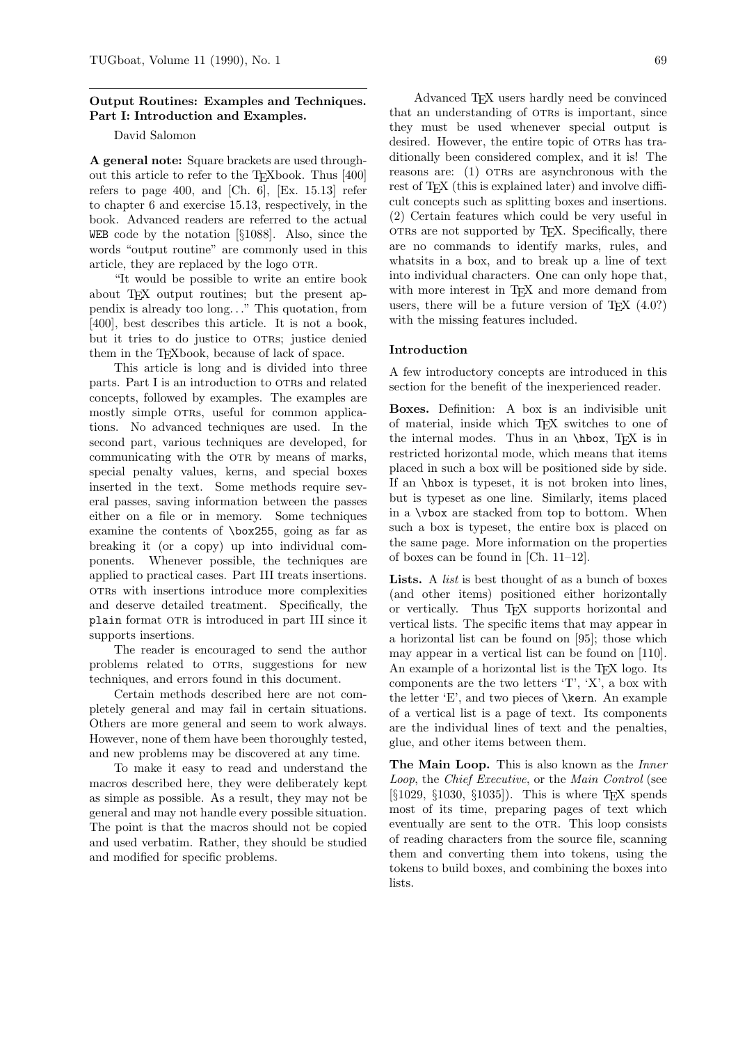## Output Routines: Examples and Techniques. Part I: Introduction and Examples.

David Salomon

**A general note:** Square brackets are used throughout this article to refer to the TeXbook. Thus [400] refers to page 400, and [Ch. 6], [Ex. 15.13] refer to chapter 6 and exercise 15.13, respectively, in the book. Advanced readers are referred to the actual `WEB` code by the notation [§1088]. Also, since the words "output routine" are commonly used in this article, they are replaced by the logo OTR.

"It would be possible to write an entire book about TeX output routines; but the present appendix is already too long..." This quotation, from [400], best describes this article. It is not a book, but it tries to do justice to OTRs; justice denied them in the TeXbook, because of lack of space.

This article is long and is divided into three parts. Part I is an introduction to OTRs and related concepts, followed by examples. The examples are mostly simple OTRs, useful for common applications. No advanced techniques are used. In the second part, various techniques are developed, for communicating with the OTR by means of marks, special penalty values, kerns, and special boxes inserted in the text. Some methods require several passes, saving information between the passes either on a file or in memory. Some techniques examine the contents of `\box255`, going as far as breaking it (or a copy) up into individual components. Whenever possible, the techniques are applied to practical cases. Part III treats insertions. OTRs with insertions introduce more complexities and deserve detailed treatment. Specifically, the `plain` format OTR is introduced in part III since it supports insertions.

The reader is encouraged to send the author problems related to OTRs, suggestions for new techniques, and errors found in this document.

Certain methods described here are not completely general and may fail in certain situations. Others are more general and seem to work always. However, none of them have been thoroughly tested, and new problems may be discovered at any time.

To make it easy to read and understand the macros described here, they were deliberately kept as simple as possible. As a result, they may not be general and may not handle every possible situation. The point is that the macros should not be copied and used verbatim. Rather, they should be studied and modified for specific problems.

Advanced TeX users hardly need be convinced that an understanding of OTRs is important, since they must be used whenever special output is desired. However, the entire topic of OTRs has traditionally been considered complex, and it is! The reasons are: (1) OTRs are asynchronous with the rest of TeX (this is explained later) and involve difficult concepts such as splitting boxes and insertions. (2) Certain features which could be very useful in OTRs are not supported by TeX. Specifically, there are no commands to identify marks, rules, and whatsits in a box, and to break up a line of text into individual characters. One can only hope that, with more interest in TeX and more demand from users, there will be a future version of TeX (4.0?) with the missing features included.

### Introduction

A few introductory concepts are introduced in this section for the benefit of the inexperienced reader.

**Boxes.** Definition: A box is an indivisible unit of material, inside which TeX switches to one of the internal modes. Thus in an `\hbox`, TeX is in restricted horizontal mode, which means that items placed in such a box will be positioned side by side. If an `\hbox` is typeset, it is not broken into lines, but is typeset as one line. Similarly, items placed in a `\vbox` are stacked from top to bottom. When such a box is typeset, the entire box is placed on the same page. More information on the properties of boxes can be found in [Ch. 11–12].

**Lists.** A *list* is best thought of as a bunch of boxes (and other items) positioned either horizontally or vertically. Thus TeX supports horizontal and vertical lists. The specific items that may appear in a horizontal list can be found on [95]; those which may appear in a vertical list can be found on [110]. An example of a horizontal list is the TeX logo. Its components are the two letters 'T', 'X', a box with the letter 'E', and two pieces of `\kern`. An example of a vertical list is a page of text. Its components are the individual lines of text and the penalties, glue, and other items between them.

**The Main Loop.** This is also known as the *Inner Loop*, the *Chief Executive*, or the *Main Control* (see [§1029, §1030, §1035]). This is where TeX spends most of its time, preparing pages of text which eventually are sent to the OTR. This loop consists of reading characters from the source file, scanning them and converting them into tokens, using the tokens to build boxes, and combining the boxes into lists.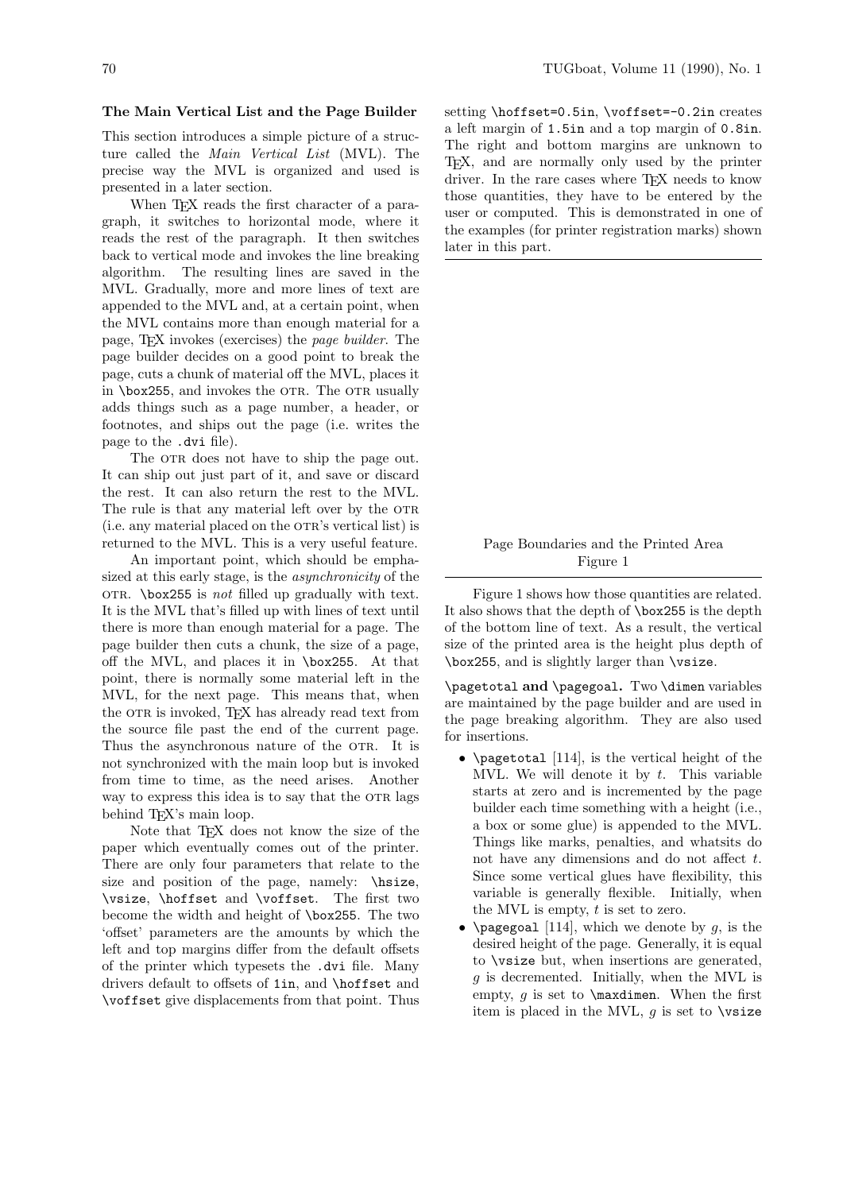### The Main Vertical List and the Page Builder

This section introduces a simple picture of a structure called the *Main Vertical List* (MVL). The precise way the MVL is organized and used is presented in a later section.

When TeX reads the first character of a paragraph, it switches to horizontal mode, where it reads the rest of the paragraph. It then switches back to vertical mode and invokes the line breaking algorithm. The resulting lines are saved in the MVL. Gradually, more and more lines of text are appended to the MVL and, at a certain point, when the MVL contains more than enough material for a page, TeX invokes (exercises) the *page builder*. The page builder decides on a good point to break the page, cuts a chunk of material off the MVL, places it in `\box255`, and invokes the OTR. The OTR usually adds things such as a page number, a header, or footnotes, and ships out the page (i.e. writes the page to the `.dvi` file).

The OTR does not have to ship the page out. It can ship out just part of it, and save or discard the rest. It can also return the rest to the MVL. The rule is that any material left over by the OTR (i.e. any material placed on the OTR's vertical list) is returned to the MVL. This is a very useful feature.

An important point, which should be emphasized at this early stage, is the *asynchronicity* of the OTR. `\box255` is *not* filled up gradually with text. It is the MVL that's filled up with lines of text until there is more than enough material for a page. The page builder then cuts a chunk, the size of a page, off the MVL, and places it in `\box255`. At that point, there is normally some material left in the MVL, for the next page. This means that, when the OTR is invoked, TeX has already read text from the source file past the end of the current page. Thus the asynchronous nature of the OTR. It is not synchronized with the main loop but is invoked from time to time, as the need arises. Another way to express this idea is to say that the OTR lags behind TeX's main loop.

Note that TeX does not know the size of the paper which eventually comes out of the printer. There are only four parameters that relate to the size and position of the page, namely: `\hsize`, `\vsize`, `\hoffset` and `\voffset`. The first two become the width and height of `\box255`. The two 'offset' parameters are the amounts by which the left and top margins differ from the default offsets of the printer which typesets the `.dvi` file. Many drivers default to offsets of `1in`, and `\hoffset` and `\voffset` give displacements from that point. Thus setting `\hoffset=0.5in`, `\voffset=-0.2in` creates a left margin of `1.5in` and a top margin of `0.8in`. The right and bottom margins are unknown to TeX, and are normally only used by the printer driver. In the rare cases where TeX needs to know those quantities, they have to be entered by the user or computed. This is demonstrated in one of the examples (for printer registration marks) shown later in this part.

Page Boundaries and the Printed Area
Figure 1

Figure 1 shows how those quantities are related. It also shows that the depth of `\box255` is the depth of the bottom line of text. As a result, the vertical size of the printed area is the height plus depth of `\box255`, and is slightly larger than `\vsize`.

**`\pagetotal` and `\pagegoal`.** Two `\dimen` variables are maintained by the page builder and are used in the page breaking algorithm. They are also used for insertions.

- `\pagetotal` [114], is the vertical height of the MVL. We will denote it by $t$. This variable starts at zero and is incremented by the page builder each time something with a height (i.e., a box or some glue) is appended to the MVL. Things like marks, penalties, and whatsits do not have any dimensions and do not affect $t$. Since some vertical glues have flexibility, this variable is generally flexible. Initially, when the MVL is empty, $t$ is set to zero.
- `\pagegoal` [114], which we denote by $g$, is the desired height of the page. Generally, it is equal to `\vsize` but, when insertions are generated, $g$ is decremented. Initially, when the MVL is empty, $g$ is set to `\maxdimen`. When the first item is placed in the MVL, $g$ is set to `\vsize`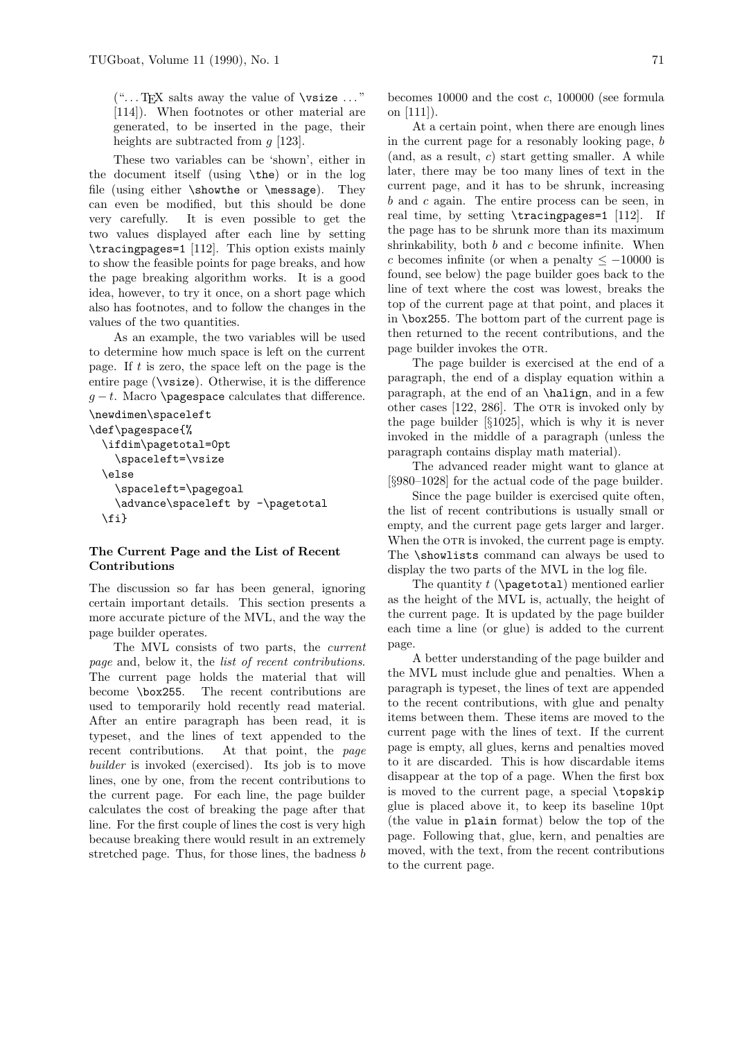("... TeX salts away the value of `\vsize` ..." [114]). When footnotes or other material are generated, to be inserted in the page, their heights are subtracted from $g$ [123].

These two variables can be 'shown', either in the document itself (using `\the`) or in the log file (using either `\showthe` or `\message`). They can even be modified, but this should be done very carefully. It is even possible to get the two values displayed after each line by setting `\tracingpages=1` [112]. This option exists mainly to show the feasible points for page breaks, and how the page breaking algorithm works. It is a good idea, however, to try it once, on a short page which also has footnotes, and to follow the changes in the values of the two quantities.

As an example, the two variables will be used to determine how much space is left on the current page. If $t$ is zero, the space left on the page is the entire page (`\vsize`). Otherwise, it is the difference $g - t$. Macro `\pagespace` calculates that difference.

```
\newdimen\spaceleft
\def\pagespace{%
  \ifdim\pagetotal=0pt
    \spaceleft=\vsize
  \else
    \spaceleft=\pagegoal
    \advance\spaceleft by -\pagetotal
  \fi}
```

### The Current Page and the List of Recent Contributions

The discussion so far has been general, ignoring certain important details. This section presents a more accurate picture of the MVL, and the way the page builder operates.

The MVL consists of two parts, the *current page* and, below it, the *list of recent contributions*. The current page holds the material that will become `\box255`. The recent contributions are used to temporarily hold recently read material. After an entire paragraph has been read, it is typeset, and the lines of text appended to the recent contributions. At that point, the *page builder* is invoked (exercised). Its job is to move lines, one by one, from the recent contributions to the current page. For each line, the page builder calculates the cost of breaking the page after that line. For the first couple of lines the cost is very high because breaking there would result in an extremely stretched page. Thus, for those lines, the badness $b$ becomes 10000 and the cost $c$, 100000 (see formula on [111]).

At a certain point, when there are enough lines in the current page for a resonably looking page, $b$ (and, as a result, $c$) start getting smaller. A while later, there may be too many lines of text in the current page, and it has to be shrunk, increasing $b$ and $c$ again. The entire process can be seen, in real time, by setting `\tracingpages=1` [112]. If the page has to be shrunk more than its maximum shrinkability, both $b$ and $c$ become infinite. When $c$ becomes infinite (or when a penalty $\le -10000$ is found, see below) the page builder goes back to the line of text where the cost was lowest, breaks the top of the current page at that point, and places it in `\box255`. The bottom part of the current page is then returned to the recent contributions, and the page builder invokes the OTR.

The page builder is exercised at the end of a paragraph, the end of a display equation within a paragraph, at the end of an `\halign`, and in a few other cases [122, 286]. The OTR is invoked only by the page builder [§1025], which is why it is never invoked in the middle of a paragraph (unless the paragraph contains display math material).

The advanced reader might want to glance at [§980–1028] for the actual code of the page builder.

Since the page builder is exercised quite often, the list of recent contributions is usually small or empty, and the current page gets larger and larger. When the OTR is invoked, the current page is empty. The `\showlists` command can always be used to display the two parts of the MVL in the log file.

The quantity $t$ (`\pagetotal`) mentioned earlier as the height of the MVL is, actually, the height of the current page. It is updated by the page builder each time a line (or glue) is added to the current page.

A better understanding of the page builder and the MVL must include glue and penalties. When a paragraph is typeset, the lines of text are appended to the recent contributions, with glue and penalty items between them. These items are moved to the current page with the lines of text. If the current page is empty, all glues, kerns and penalties moved to it are discarded. This is how discardable items disappear at the top of a page. When the first box is moved to the current page, a special `\topskip` glue is placed above it, to keep its baseline 10pt (the value in `plain` format) below the top of the page. Following that, glue, kern, and penalties are moved, with the text, from the recent contributions to the current page.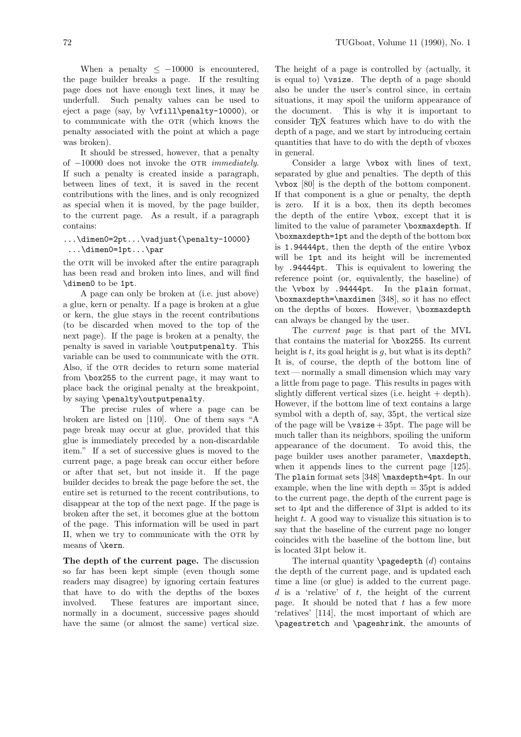When a penalty $\leq -10000$ is encountered, the page builder breaks a page. If the resulting page does not have enough text lines, it may be underfull. Such penalty values can be used to eject a page (say, by `\vfill\penalty-10000`), or to communicate with the OTR (which knows the penalty associated with the point at which a page was broken).

It should be stressed, however, that a penalty of $-10000$ does not invoke the OTR *immediately*. If such a penalty is created inside a paragraph, between lines of text, it is saved in the recent contributions with the lines, and is only recognized as special when it is moved, by the page builder, to the current page. As a result, if a paragraph contains:

```
...\dimen0=2pt...\vadjust{\penalty-10000}
 ...\dimen0=1pt...\par
```

the OTR will be invoked after the entire paragraph has been read and broken into lines, and will find `\dimen0` to be `1pt`.

A page can only be broken at (i.e. just above) a glue, kern or penalty. If a page is broken at a glue or kern, the glue stays in the recent contributions (to be discarded when moved to the top of the next page). If the page is broken at a penalty, the penalty is saved in variable `\outputpenalty`. This variable can be used to communicate with the OTR. Also, if the OTR decides to return some material from `\box255` to the current page, it may want to place back the original penalty at the breakpoint, by saying `\penalty\outputpenalty`.

The precise rules of where a page can be broken are listed on [110]. One of them says "A page break may occur at glue, provided that this glue is immediately preceded by a non-discardable item." If a set of successive glues is moved to the current page, a page break can occur either before or after that set, but not inside it. If the page builder decides to break the page before the set, the entire set is returned to the recent contributions, to disappear at the top of the next page. If the page is broken after the set, it becomes glue at the bottom of the page. This information will be used in part II, when we try to communicate with the OTR by means of `\kern`.

**The depth of the current page.** The discussion so far has been kept simple (even though some readers may disagree) by ignoring certain features that have to do with the depths of the boxes involved. These features are important since, normally in a document, successive pages should have the same (or almost the same) vertical size. The height of a page is controlled by (actually, it is equal to) `\vsize`. The depth of a page should also be under the user's control since, in certain situations, it may spoil the uniform appearance of the document. This is why it is important to consider TeX features which have to do with the depth of a page, and we start by introducing certain quantities that have to do with the depth of vboxes in general.

Consider a large `\vbox` with lines of text, separated by glue and penalties. The depth of this `\vbox` [80] is the depth of the bottom component. If that component is a glue or penalty, the depth is zero. If it is a box, then its depth becomes the depth of the entire `\vbox`, except that it is limited to the value of parameter `\boxmaxdepth`. If `\boxmaxdepth=1pt` and the depth of the bottom box is `1.94444pt`, then the depth of the entire `\vbox` will be `1pt` and its height will be incremented by `.94444pt`. This is equivalent to lowering the reference point (or, equivalently, the baseline) of the `\vbox` by `.94444pt`. In the `plain` format, `\boxmaxdepth=\maxdimen` [348], so it has no effect on the depths of boxes. However, `\boxmaxdepth` can always be changed by the user.

The *current page* is that part of the MVL that contains the material for `\box255`. Its current height is $t$, its goal height is $g$, but what is its depth? It is, of course, the depth of the bottom line of text — normally a small dimension which may vary a little from page to page. This results in pages with slightly different vertical sizes (i.e. height + depth). However, if the bottom line of text contains a large symbol with a depth of, say, 35pt, the vertical size of the page will be `\vsize` + 35pt. The page will be much taller than its neighbors, spoiling the uniform appearance of the document. To avoid this, the page builder uses another parameter, `\maxdepth`, when it appends lines to the current page [125]. The `plain` format sets [348] `\maxdepth=4pt`. In our example, when the line with depth = 35pt is added to the current page, the depth of the current page is set to 4pt and the difference of 31pt is added to its height $t$. A good way to visualize this situation is to say that the baseline of the current page no longer coincides with the baseline of the bottom line, but is located 31pt below it.

The internal quantity `\pagedepth` ($d$) contains the depth of the current page, and is updated each time a line (or glue) is added to the current page. $d$ is a 'relative' of $t$, the height of the current page. It should be noted that $t$ has a few more 'relatives' [114], the most important of which are `\pagestretch` and `\pageshrink`, the amounts of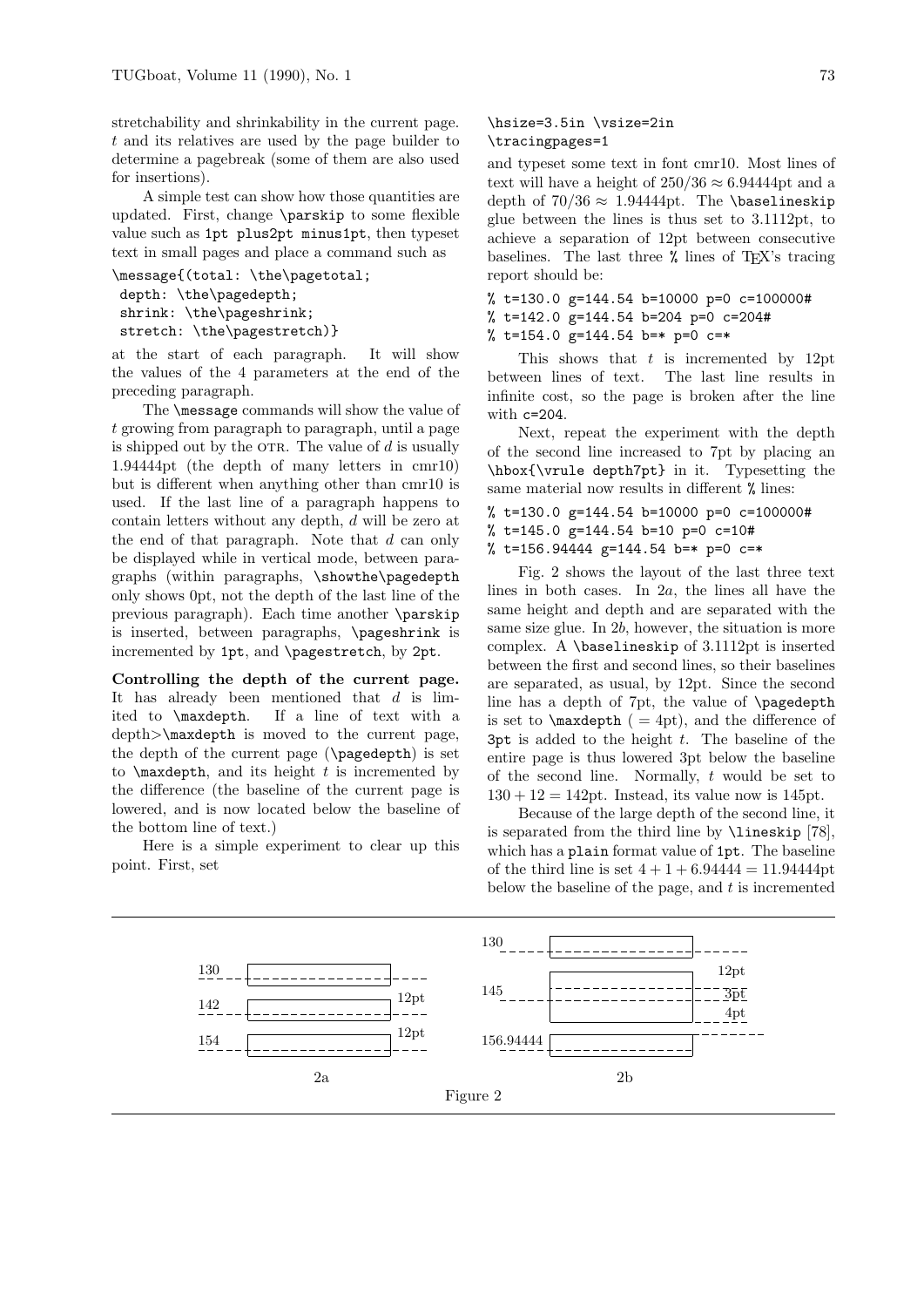stretchability and shrinkability in the current page. $t$ and its relatives are used by the page builder to determine a pagebreak (some of them are also used for insertions).

A simple test can show how those quantities are updated. First, change `\parskip` to some flexible value such as `1pt plus2pt minus1pt`, then typeset text in small pages and place a command such as

```
\message{(total: \the\pagetotal;
 depth: \the\pagedepth;
 shrink: \the\pageshrink;
 stretch: \the\pagestretch)}
```

at the start of each paragraph. It will show the values of the 4 parameters at the end of the preceding paragraph.

The `\message` commands will show the value of $t$ growing from paragraph to paragraph, until a page is shipped out by the OTR. The value of $d$ is usually 1.94444pt (the depth of many letters in cmr10) but is different when anything other than cmr10 is used. If the last line of a paragraph happens to contain letters without any depth, $d$ will be zero at the end of that paragraph. Note that $d$ can only be displayed while in vertical mode, between paragraphs (within paragraphs, `\showthe\pagedepth` only shows 0pt, not the depth of the last line of the previous paragraph). Each time another `\parskip` is inserted, between paragraphs, `\pageshrink` is incremented by `1pt`, and `\pagestretch`, by `2pt`.

**Controlling the depth of the current page.** It has already been mentioned that $d$ is limited to `\maxdepth`. If a line of text with a depth>`\maxdepth` is moved to the current page, the depth of the current page (`\pagedepth`) is set to `\maxdepth`, and its height $t$ is incremented by the difference (the baseline of the current page is lowered, and is now located below the baseline of the bottom line of text.)

Here is a simple experiment to clear up this point. First, set

```
\hsize=3.5in \vsize=2in
\tracingpages=1
```

and typeset some text in font cmr10. Most lines of text will have a height of $250/36 \approx 6.94444$pt and a depth of $70/36 \approx 1.94444$pt. The `\baselineskip` glue between the lines is thus set to 3.1112pt, to achieve a separation of 12pt between consecutive baselines. The last three `%` lines of TeX's tracing report should be:

```
% t=130.0 g=144.54 b=10000 p=0 c=100000#
% t=142.0 g=144.54 b=204 p=0 c=204#
% t=154.0 g=144.54 b=* p=0 c=*
```

This shows that $t$ is incremented by 12pt between lines of text. The last line results in infinite cost, so the page is broken after the line with `c=204`.

Next, repeat the experiment with the depth of the second line increased to 7pt by placing an `\hbox{\vrule depth7pt}` in it. Typesetting the same material now results in different `%` lines:

```
% t=130.0 g=144.54 b=10000 p=0 c=100000#
% t=145.0 g=144.54 b=10 p=0 c=10#
% t=156.94444 g=144.54 b=* p=0 c=*
```

Fig. 2 shows the layout of the last three text lines in both cases. In 2$a$, the lines all have the same height and depth and are separated with the same size glue. In 2$b$, however, the situation is more complex. A `\baselineskip` of 3.1112pt is inserted between the first and second lines, so their baselines are separated, as usual, by 12pt. Since the second line has a depth of 7pt, the value of `\pagedepth` is set to `\maxdepth` ( = 4pt), and the difference of `3pt` is added to the height $t$. The baseline of the entire page is thus lowered 3pt below the baseline of the second line. Normally, $t$ would be set to $130 + 12 = 142$pt. Instead, its value now is 145pt.

Because of the large depth of the second line, it is separated from the third line by `\lineskip` [78], which has a `plain` format value of `1pt`. The baseline of the third line is set $4 + 1 + 6.94444 = 11.94444$pt below the baseline of the page, and $t$ is incremented

Figure 2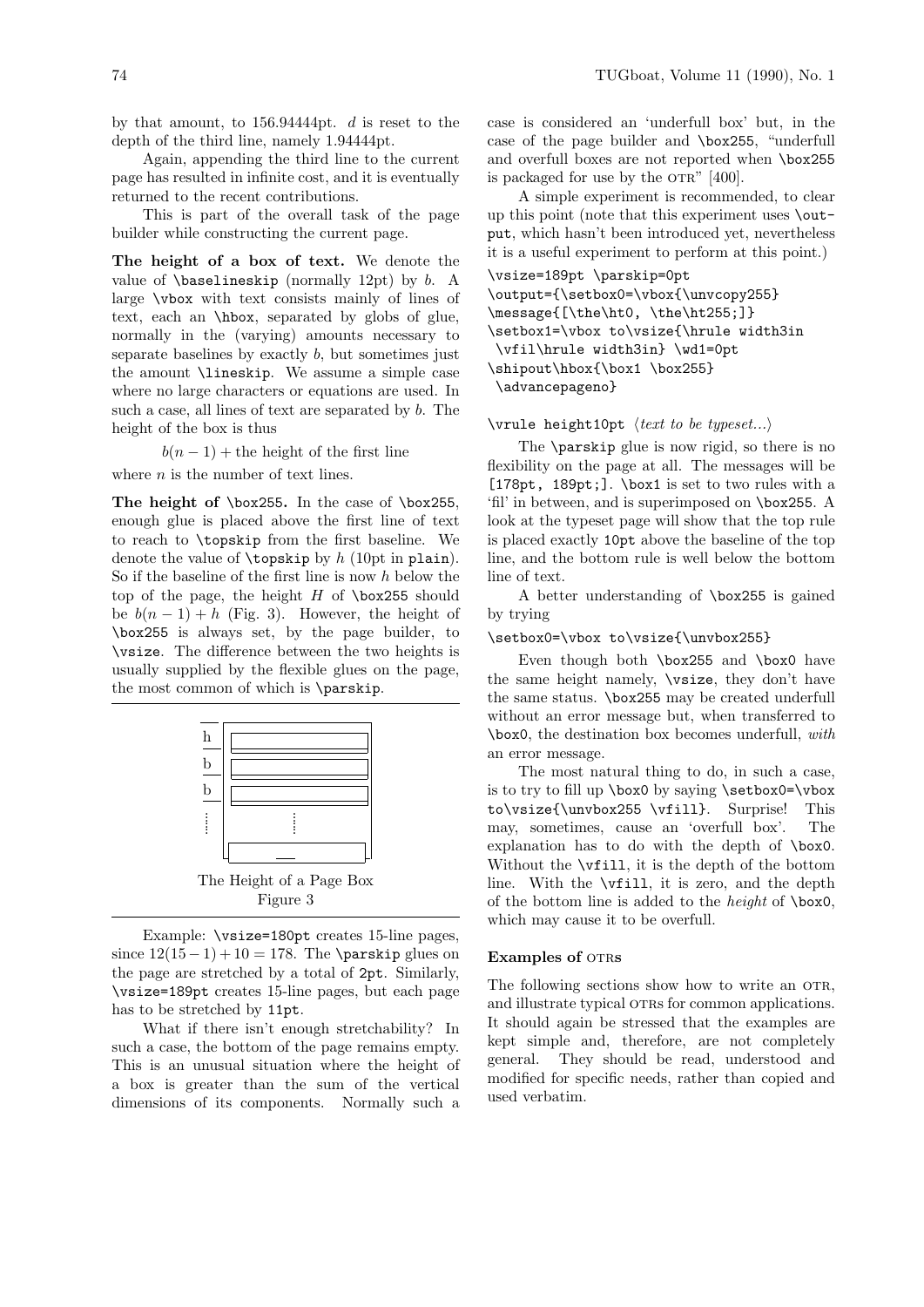by that amount, to 156.94444pt. $d$ is reset to the depth of the third line, namely 1.94444pt.

Again, appending the third line to the current page has resulted in infinite cost, and it is eventually returned to the recent contributions.

This is part of the overall task of the page builder while constructing the current page.

**The height of a box of text.** We denote the value of `\baselineskip` (normally 12pt) by $b$. A large `\vbox` with text consists mainly of lines of text, each an `\hbox`, separated by globs of glue, normally in the (varying) amounts necessary to separate baselines by exactly $b$, but sometimes just the amount `\lineskip`. We assume a simple case where no large characters or equations are used. In such a case, all lines of text are separated by $b$. The height of the box is thus

$$b(n-1) + \text{the height of the first line}$$

where $n$ is the number of text lines.

**The height of `\box255`.** In the case of `\box255`, enough glue is placed above the first line of text to reach to `\topskip` from the first baseline. We denote the value of `\topskip` by $h$ (10pt in `plain`). So if the baseline of the first line is now $h$ below the top of the page, the height $H$ of `\box255` should be $b(n-1) + h$ (Fig. 3). However, the height of `\box255` is always set, by the page builder, to `\vsize`. The difference between the two heights is usually supplied by the flexible glues on the page, the most common of which is `\parskip`.

The Height of a Page Box
Figure 3

Example: `\vsize=180pt` creates 15-line pages, since $12(15-1)+10 = 178$. The `\parskip` glues on the page are stretched by a total of `2pt`. Similarly, `\vsize=189pt` creates 15-line pages, but each page has to be stretched by `11pt`.

What if there isn't enough stretchability? In such a case, the bottom of the page remains empty. This is an unusual situation where the height of a box is greater than the sum of the vertical dimensions of its components. Normally such a case is considered an 'underfull box' but, in the case of the page builder and `\box255`, "underfull and overfull boxes are not reported when `\box255` is packaged for use by the OTR" [400].

A simple experiment is recommended, to clear up this point (note that this experiment uses `\output`, which hasn't been introduced yet, nevertheless it is a useful experiment to perform at this point.)

```
\vsize=189pt \parskip=0pt
\output={\setbox0=\vbox{\unvcopy255}
\message{[\the\ht0, \the\ht255;]}
\setbox1=\vbox to\vsize{\hrule width3in
 \vfil\hrule width3in} \wd1=0pt
\shipout\hbox{\box1 \box255}
 \advancepageno}

\vrule height10pt ⟨text to be typeset...⟩
```

The `\parskip` glue is now rigid, so there is no flexibility on the page at all. The messages will be `[178pt, 189pt;]`. `\box1` is set to two rules with a 'fil' in between, and is superimposed on `\box255`. A look at the typeset page will show that the top rule is placed exactly `10pt` above the baseline of the top line, and the bottom rule is well below the bottom line of text.

A better understanding of `\box255` is gained by trying

```
\setbox0=\vbox to\vsize{\unvbox255}
```

Even though both `\box255` and `\box0` have the same height namely, `\vsize`, they don't have the same status. `\box255` may be created underfull without an error message but, when transferred to `\box0`, the destination box becomes underfull, *with* an error message.

The most natural thing to do, in such a case, is to try to fill up `\box0` by saying `\setbox0=\vbox to\vsize{\unvbox255 \vfill}`. Surprise! This may, sometimes, cause an 'overfull box'. The explanation has to do with the depth of `\box0`. Without the `\vfill`, it is the depth of the bottom line. With the `\vfill`, it is zero, and the depth of the bottom line is added to the *height* of `\box0`, which may cause it to be overfull.

### Examples of OTRs

The following sections show how to write an OTR, and illustrate typical OTRs for common applications. It should again be stressed that the examples are kept simple and, therefore, are not completely general. They should be read, understood and modified for specific needs, rather than copied and used verbatim.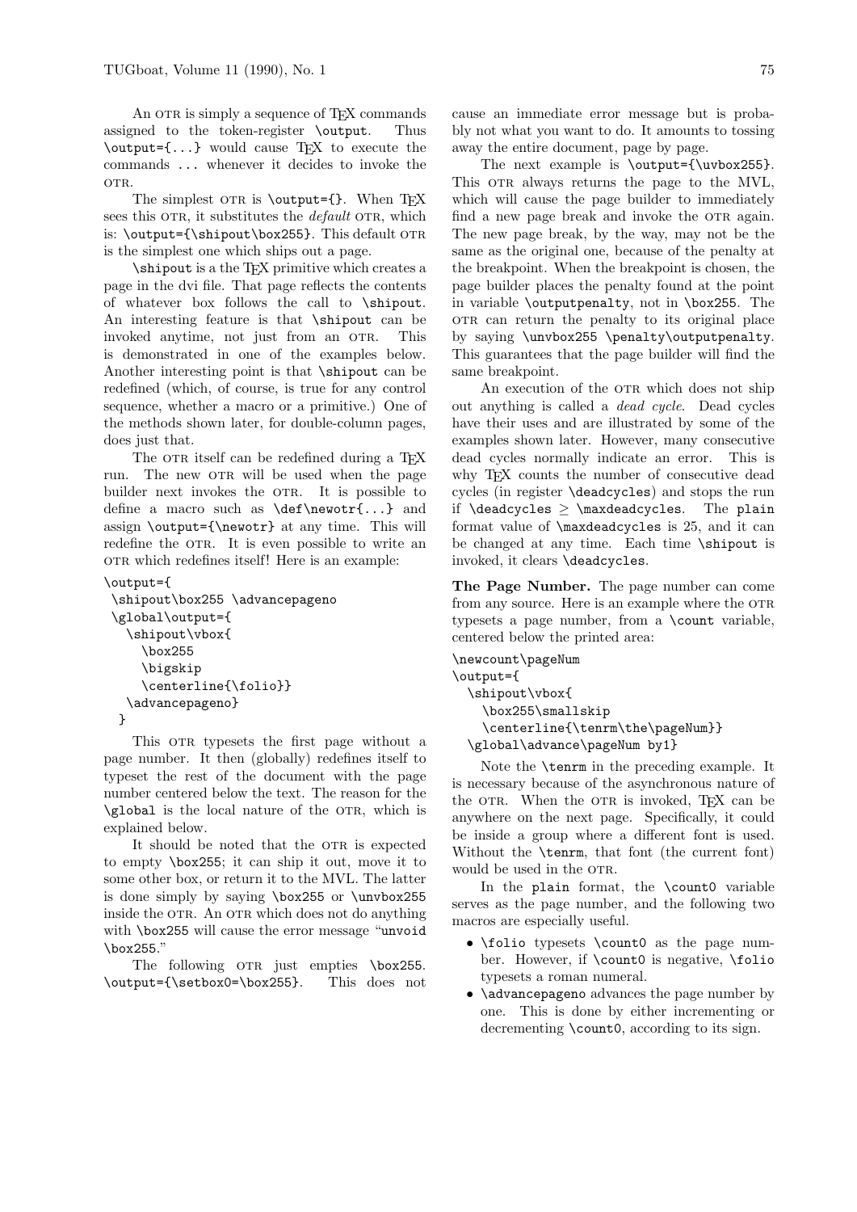An OTR is simply a sequence of TEX commands assigned to the token-register `\output`. Thus `\output={...}` would cause TEX to execute the commands `...` whenever it decides to invoke the OTR.

The simplest OTR is `\output={}`. When TEX sees this OTR, it substitutes the *default* OTR, which is: `\output={\shipout\box255}`. This default OTR is the simplest one which ships out a page.

`\shipout` is a the TEX primitive which creates a page in the dvi file. That page reflects the contents of whatever box follows the call to `\shipout`. An interesting feature is that `\shipout` can be invoked anytime, not just from an OTR. This is demonstrated in one of the examples below. Another interesting point is that `\shipout` can be redefined (which, of course, is true for any control sequence, whether a macro or a primitive.) One of the methods shown later, for double-column pages, does just that.

The OTR itself can be redefined during a TEX run. The new OTR will be used when the page builder next invokes the OTR. It is possible to define a macro such as `\def\newotr{...}` and assign `\output={\newotr}` at any time. This will redefine the OTR. It is even possible to write an OTR which redefines itself! Here is an example:

```
\output={
 \shipout\box255 \advancepageno
 \global\output={
   \shipout\vbox{
     \box255
     \bigskip
     \centerline{\folio}}
   \advancepageno}
  }
```

This OTR typesets the first page without a page number. It then (globally) redefines itself to typeset the rest of the document with the page number centered below the text. The reason for the `\global` is the local nature of the OTR, which is explained below.

It should be noted that the OTR is expected to empty `\box255`; it can ship it out, move it to some other box, or return it to the MVL. The latter is done simply by saying `\box255` or `\unvbox255` inside the OTR. An OTR which does not do anything with `\box255` will cause the error message "`unvoid \box255`."

The following OTR just empties `\box255`. `\output={\setbox0=\box255}`. This does not cause an immediate error message but is probably not what you want to do. It amounts to tossing away the entire document, page by page.

The next example is `\output={\uvbox255}`. This OTR always returns the page to the MVL, which will cause the page builder to immediately find a new page break and invoke the OTR again. The new page break, by the way, may not be the same as the original one, because of the penalty at the breakpoint. When the breakpoint is chosen, the page builder places the penalty found at the point in variable `\outputpenalty`, not in `\box255`. The OTR can return the penalty to its original place by saying `\unvbox255 \penalty\outputpenalty`. This guarantees that the page builder will find the same breakpoint.

An execution of the OTR which does not ship out anything is called a *dead cycle*. Dead cycles have their uses and are illustrated by some of the examples shown later. However, many consecutive dead cycles normally indicate an error. This is why TEX counts the number of consecutive dead cycles (in register `\deadcycles`) and stops the run if `\deadcycles` $\geq$ `\maxdeadcycles`. The `plain` format value of `\maxdeadcycles` is 25, and it can be changed at any time. Each time `\shipout` is invoked, it clears `\deadcycles`.

**The Page Number.** The page number can come from any source. Here is an example where the OTR typesets a page number, from a `\count` variable, centered below the printed area:

```
\newcount\pageNum
\output={
  \shipout\vbox{
    \box255\smallskip
    \centerline{\tenrm\the\pageNum}}
  \global\advance\pageNum by1}
```

Note the `\tenrm` in the preceding example. It is necessary because of the asynchronous nature of the OTR. When the OTR is invoked, TEX can be anywhere on the next page. Specifically, it could be inside a group where a different font is used. Without the `\tenrm`, that font (the current font) would be used in the OTR.

In the `plain` format, the `\count0` variable serves as the page number, and the following two macros are especially useful.

- `\folio` typesets `\count0` as the page number. However, if `\count0` is negative, `\folio` typesets a roman numeral.
- `\advancepageno` advances the page number by one. This is done by either incrementing or decrementing `\count0`, according to its sign.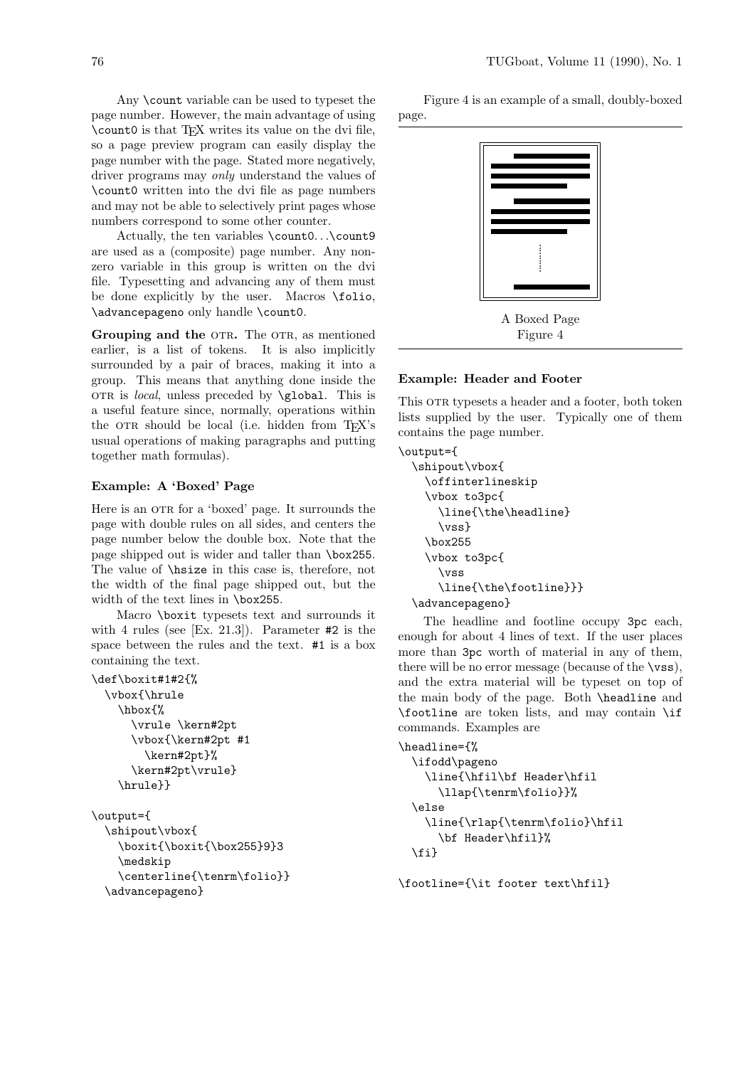Any \count variable can be used to typeset the page number. However, the main advantage of using \count0 is that TeX writes its value on the dvi file, so a page preview program can easily display the page number with the page. Stated more negatively, driver programs may *only* understand the values of \count0 written into the dvi file as page numbers and may not be able to selectively print pages whose numbers correspond to some other counter.

Actually, the ten variables \count0...\count9 are used as a (composite) page number. Any non-zero variable in this group is written on the dvi file. Typesetting and advancing any of them must be done explicitly by the user. Macros \folio, \advancepageno only handle \count0.

**Grouping and the OTR.** The OTR, as mentioned earlier, is a list of tokens. It is also implicitly surrounded by a pair of braces, making it into a group. This means that anything done inside the OTR is *local*, unless preceded by \global. This is a useful feature since, normally, operations within the OTR should be local (i.e. hidden from TeX's usual operations of making paragraphs and putting together math formulas).

### Example: A 'Boxed' Page

Here is an OTR for a 'boxed' page. It surrounds the page with double rules on all sides, and centers the page number below the double box. Note that the page shipped out is wider and taller than \box255. The value of \hsize in this case is, therefore, not the width of the final page shipped out, but the width of the text lines in \box255.

Macro \boxit typesets text and surrounds it with 4 rules (see [Ex. 21.3]). Parameter #2 is the space between the rules and the text. #1 is a box containing the text.

```
\def\boxit#1#2{%
  \vbox{\hrule
    \hbox{%
      \vrule \kern#2pt
      \vbox{\kern#2pt #1
        \kern#2pt}%
      \kern#2pt\vrule}
    \hrule}}

\output={
  \shipout\vbox{
    \boxit{\boxit{\box255}9}3
    \medskip
    \centerline{\tenrm\folio}}
  \advancepageno}
```

Figure 4 is an example of a small, doubly-boxed page.

A Boxed Page
Figure 4

### Example: Header and Footer

This OTR typesets a header and a footer, both token lists supplied by the user. Typically one of them contains the page number.

```
\output={
  \shipout\vbox{
    \offinterlineskip
    \vbox to3pc{
      \line{\the\headline}
      \vss}
    \box255
    \vbox to3pc{
      \vss
      \line{\the\footline}}}
  \advancepageno}
```

The headline and footline occupy 3pc each, enough for about 4 lines of text. If the user places more than 3pc worth of material in any of them, there will be no error message (because of the \vss), and the extra material will be typeset on top of the main body of the page. Both \headline and \footline are token lists, and may contain \if commands. Examples are

```
\headline={%
  \ifodd\pageno
    \line{\hfil\bf Header\hfil
      \llap{\tenrm\folio}}%
  \else
    \line{\rlap{\tenrm\folio}\hfil
      \bf Header\hfil}%
  \fi}

\footline={\it footer text\hfil}
```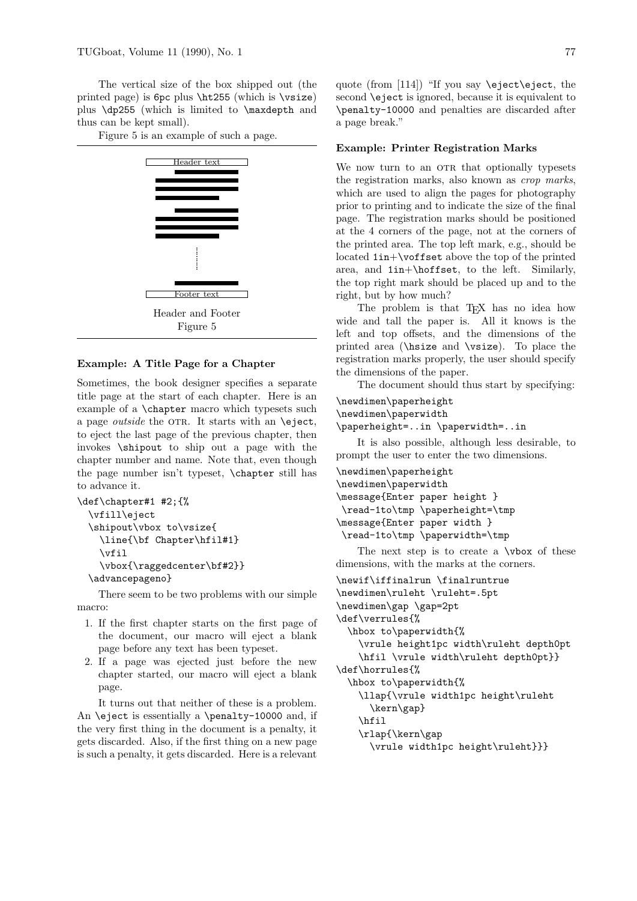The vertical size of the box shipped out (the printed page) is 6pc plus \ht255 (which is \vsize) plus \dp255 (which is limited to \maxdepth and thus can be kept small).

Figure 5 is an example of such a page.

Header and Footer
Figure 5

### Example: A Title Page for a Chapter

Sometimes, the book designer specifies a separate title page at the start of each chapter. Here is an example of a \chapter macro which typesets such a page *outside* the OTR. It starts with an \eject, to eject the last page of the previous chapter, then invokes \shipout to ship out a page with the chapter number and name. Note that, even though the page number isn't typeset, \chapter still has to advance it.

```
\def\chapter#1 #2;{%
  \vfill\eject
  \shipout\vbox to\vsize{
    \line{\bf Chapter\hfil#1}
    \vfil
    \vbox{\raggedcenter\bf#2}}
  \advancepageno}
```

There seem to be two problems with our simple macro:

1. If the first chapter starts on the first page of the document, our macro will eject a blank page before any text has been typeset.
2. If a page was ejected just before the new chapter started, our macro will eject a blank page.

It turns out that neither of these is a problem. An \eject is essentially a \penalty-10000 and, if the very first thing in the document is a penalty, it gets discarded. Also, if the first thing on a new page is such a penalty, it gets discarded. Here is a relevant quote (from [114]) "If you say \eject\eject, the second \eject is ignored, because it is equivalent to \penalty-10000 and penalties are discarded after a page break."

### Example: Printer Registration Marks

We now turn to an OTR that optionally typesets the registration marks, also known as *crop marks*, which are used to align the pages for photography prior to printing and to indicate the size of the final page. The registration marks should be positioned at the 4 corners of the page, not at the corners of the printed area. The top left mark, e.g., should be located 1in+\voffset above the top of the printed area, and 1in+\hoffset, to the left. Similarly, the top right mark should be placed up and to the right, but by how much?

The problem is that TeX has no idea how wide and tall the paper is. All it knows is the left and top offsets, and the dimensions of the printed area (\hsize and \vsize). To place the registration marks properly, the user should specify the dimensions of the paper.

The document should thus start by specifying:

```
\newdimen\paperheight
\newdimen\paperwidth
\paperheight=..in \paperwidth=..in
```

It is also possible, although less desirable, to prompt the user to enter the two dimensions.

```
\newdimen\paperheight
\newdimen\paperwidth
\message{Enter paper height }
 \read-1to\tmp \paperheight=\tmp
\message{Enter paper width }
 \read-1to\tmp \paperwidth=\tmp
```

The next step is to create a \vbox of these dimensions, with the marks at the corners.

```
\newif\iffinalrun \finalruntrue
\newdimen\ruleht \ruleht=.5pt
\newdimen\gap \gap=2pt
\def\verrules{%
  \hbox to\paperwidth{%
    \vrule height1pc width\ruleht depth0pt
    \hfil \vrule width\ruleht depth0pt}}
\def\horrules{%
  \hbox to\paperwidth{%
    \llap{\vrule width1pc height\ruleht
      \kern\gap}
    \hfil
    \rlap{\kern\gap
      \vrule width1pc height\ruleht}}}
```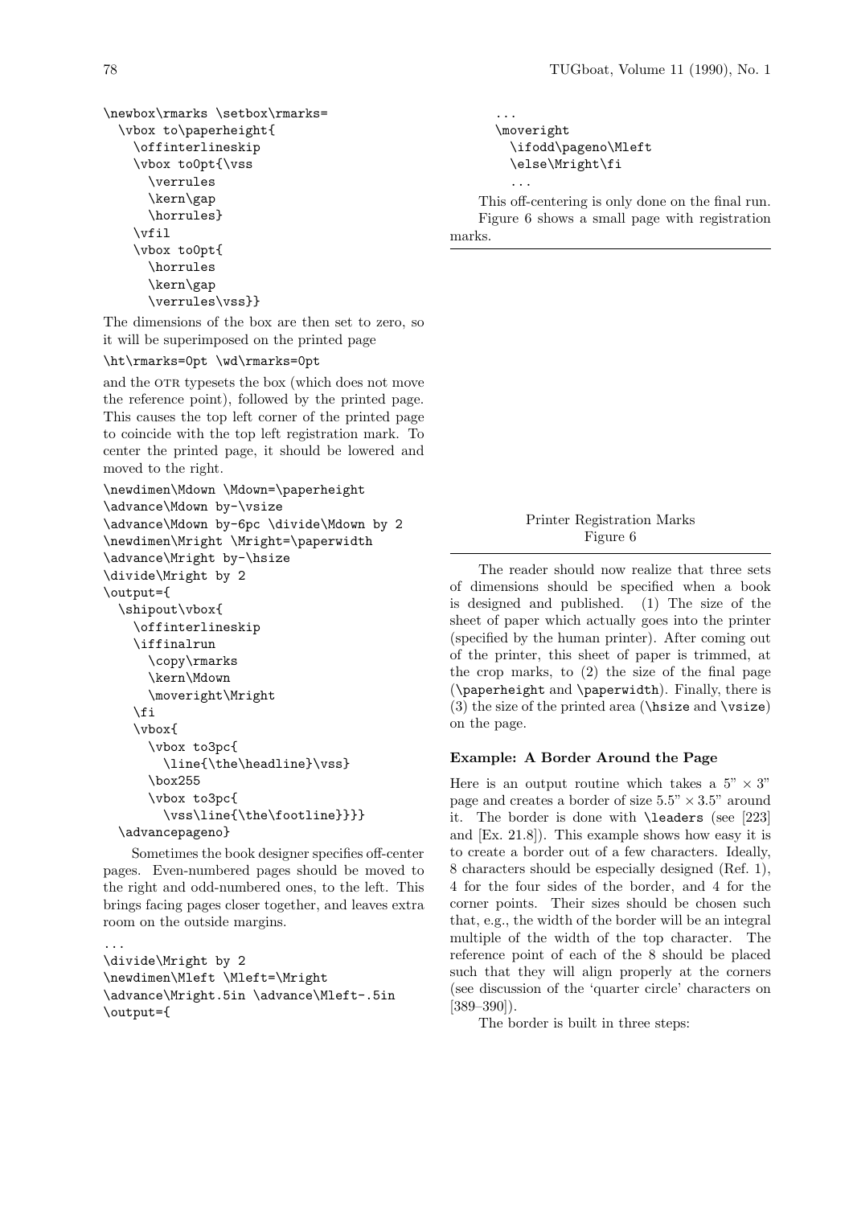```
\newbox\rmarks \setbox\rmarks=
  \vbox to\paperheight{
    \offinterlineskip
    \vbox to0pt{\vss
      \verrules
      \kern\gap
      \horrules}
    \vfil
    \vbox to0pt{
      \horrules
      \kern\gap
      \verrules\vss}}
```

The dimensions of the box are then set to zero, so it will be superimposed on the printed page

```
\ht\rmarks=0pt \wd\rmarks=0pt
```

and the OTR typesets the box (which does not move the reference point), followed by the printed page. This causes the top left corner of the printed page to coincide with the top left registration mark. To center the printed page, it should be lowered and moved to the right.

```
\newdimen\Mdown \Mdown=\paperheight
\advance\Mdown by-\vsize
\advance\Mdown by-6pc \divide\Mdown by 2
\newdimen\Mright \Mright=\paperwidth
\advance\Mright by-\hsize
\divide\Mright by 2
\output={
  \shipout\vbox{
    \offinterlineskip
    \iffinalrun
      \copy\rmarks
      \kern\Mdown
      \moveright\Mright
    \fi
    \vbox{
      \vbox to3pc{
        \line{\the\headline}\vss}
      \box255
      \vbox to3pc{
        \vss\line{\the\footline}}}}
  \advancepageno}
```

Sometimes the book designer specifies off-center pages. Even-numbered pages should be moved to the right and odd-numbered ones, to the left. This brings facing pages closer together, and leaves extra room on the outside margins.

```
...
\divide\Mright by 2
\newdimen\Mleft \Mleft=\Mright
\advance\Mright.5in \advance\Mleft-.5in
\output={
  ...
  \moveright
    \ifodd\pageno\Mleft
    \else\Mright\fi
  ...
```

This off-centering is only done on the final run.

Figure 6 shows a small page with registration marks.

Printer Registration Marks
Figure 6

The reader should now realize that three sets of dimensions should be specified when a book is designed and published. (1) The size of the sheet of paper which actually goes into the printer (specified by the human printer). After coming out of the printer, this sheet of paper is trimmed, at the crop marks, to (2) the size of the final page (`\paperheight` and `\paperwidth`). Finally, there is (3) the size of the printed area (`\hsize` and `\vsize`) on the page.

### Example: A Border Around the Page

Here is an output routine which takes a 5" × 3" page and creates a border of size 5.5" × 3.5" around it. The border is done with `\leaders` (see [223] and [Ex. 21.8]). This example shows how easy it is to create a border out of a few characters. Ideally, 8 characters should be especially designed (Ref. 1), 4 for the four sides of the border, and 4 for the corner points. Their sizes should be chosen such that, e.g., the width of the border will be an integral multiple of the width of the top character. The reference point of each of the 8 should be placed such that they will align properly at the corners (see discussion of the 'quarter circle' characters on [389–390]).

The border is built in three steps: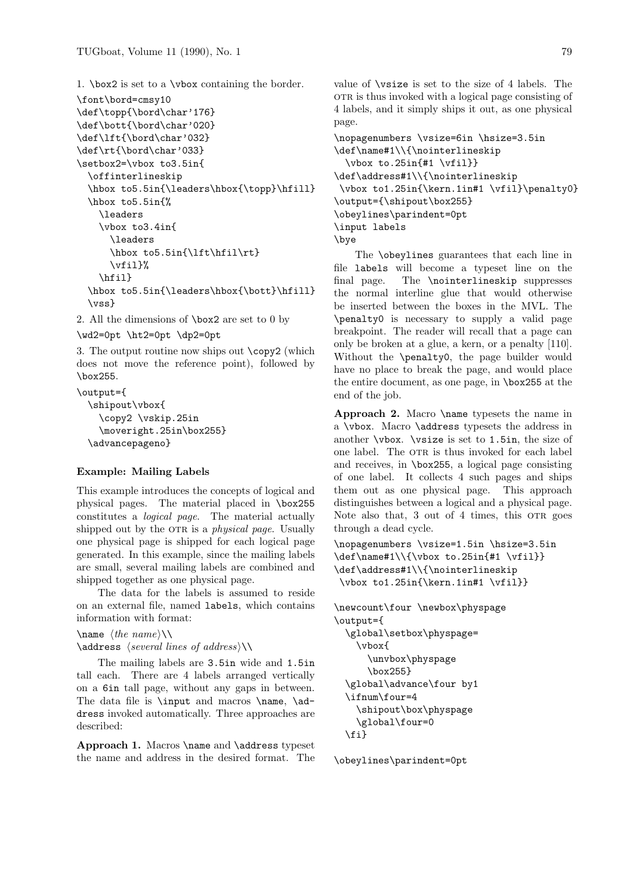1. \box2 is set to a \vbox containing the border.

```
\font\bord=cmsy10
\def\topp{\bord\char'176}
\def\bott{\bord\char'020}
\def\lft{\bord\char'032}
\def\rt{\bord\char'033}
\setbox2=\vbox to3.5in{
  \offinterlineskip
  \hbox to5.5in{\leaders\hbox{\topp}\hfill}
  \hbox to5.5in{%
    \leaders
    \vbox to3.4in{
      \leaders
      \hbox to5.5in{\lft\hfil\rt}
      \vfil}%
    \hfil}
  \hbox to5.5in{\leaders\hbox{\bott}\hfill}
  \vss}
```

2. All the dimensions of \box2 are set to 0 by

```
\wd2=0pt \ht2=0pt \dp2=0pt
```

3. The output routine now ships out \copy2 (which does not move the reference point), followed by \box255.

```
\output={
  \shipout\vbox{
    \copy2 \vskip.25in
    \moveright.25in\box255}
  \advancepageno}
```

#### Example: Mailing Labels

This example introduces the concepts of logical and physical pages. The material placed in \box255 constitutes a *logical page*. The material actually shipped out by the OTR is a *physical page*. Usually one physical page is shipped for each logical page generated. In this example, since the mailing labels are small, several mailing labels are combined and shipped together as one physical page.

The data for the labels is assumed to reside on an external file, named `labels`, which contains information with format:

\name ⟨*the name*⟩\\
\address ⟨*several lines of address*⟩\\

The mailing labels are `3.5in` wide and `1.5in` tall each. There are 4 labels arranged vertically on a `6in` tall page, without any gaps in between. The data file is \input and macros \name, \address invoked automatically. Three approaches are described:

**Approach 1.** Macros \name and \address typeset the name and address in the desired format. The value of \vsize is set to the size of 4 labels. The OTR is thus invoked with a logical page consisting of 4 labels, and it simply ships it out, as one physical page.

```
\nopagenumbers \vsize=6in \hsize=3.5in
\def\name#1\\{\nointerlineskip
  \vbox to.25in{#1 \vfil}}
\def\address#1\\{\nointerlineskip
 \vbox to1.25in{\kern.1in#1 \vfil}\penalty0}
\output={\shipout\box255}
\obeylines\parindent=0pt
\input labels
\bye
```

The \obeylines guarantees that each line in file `labels` will become a typeset line on the final page. The \nointerlineskip suppresses the normal interline glue that would otherwise be inserted between the boxes in the MVL. The \penalty0 is necessary to supply a valid page breakpoint. The reader will recall that a page can only be broken at a glue, a kern, or a penalty [110]. Without the \penalty0, the page builder would have no place to break the page, and would place the entire document, as one page, in \box255 at the end of the job.

**Approach 2.** Macro \name typesets the name in a \vbox. Macro \address typesets the address in another \vbox. \vsize is set to `1.5in`, the size of one label. The OTR is thus invoked for each label and receives, in \box255, a logical page consisting of one label. It collects 4 such pages and ships them out as one physical page. This approach distinguishes between a logical and a physical page. Note also that, 3 out of 4 times, this OTR goes through a dead cycle.

```
\nopagenumbers \vsize=1.5in \hsize=3.5in
\def\name#1\\{\vbox to.25in{#1 \vfil}}
\def\address#1\\{\nointerlineskip
 \vbox to1.25in{\kern.1in#1 \vfil}}

\newcount\four \newbox\physpage
\output={
  \global\setbox\physpage=
    \vbox{
      \unvbox\physpage
      \box255}
  \global\advance\four by1
  \ifnum\four=4
    \shipout\box\physpage
    \global\four=0
  \fi}

\obeylines\parindent=0pt
```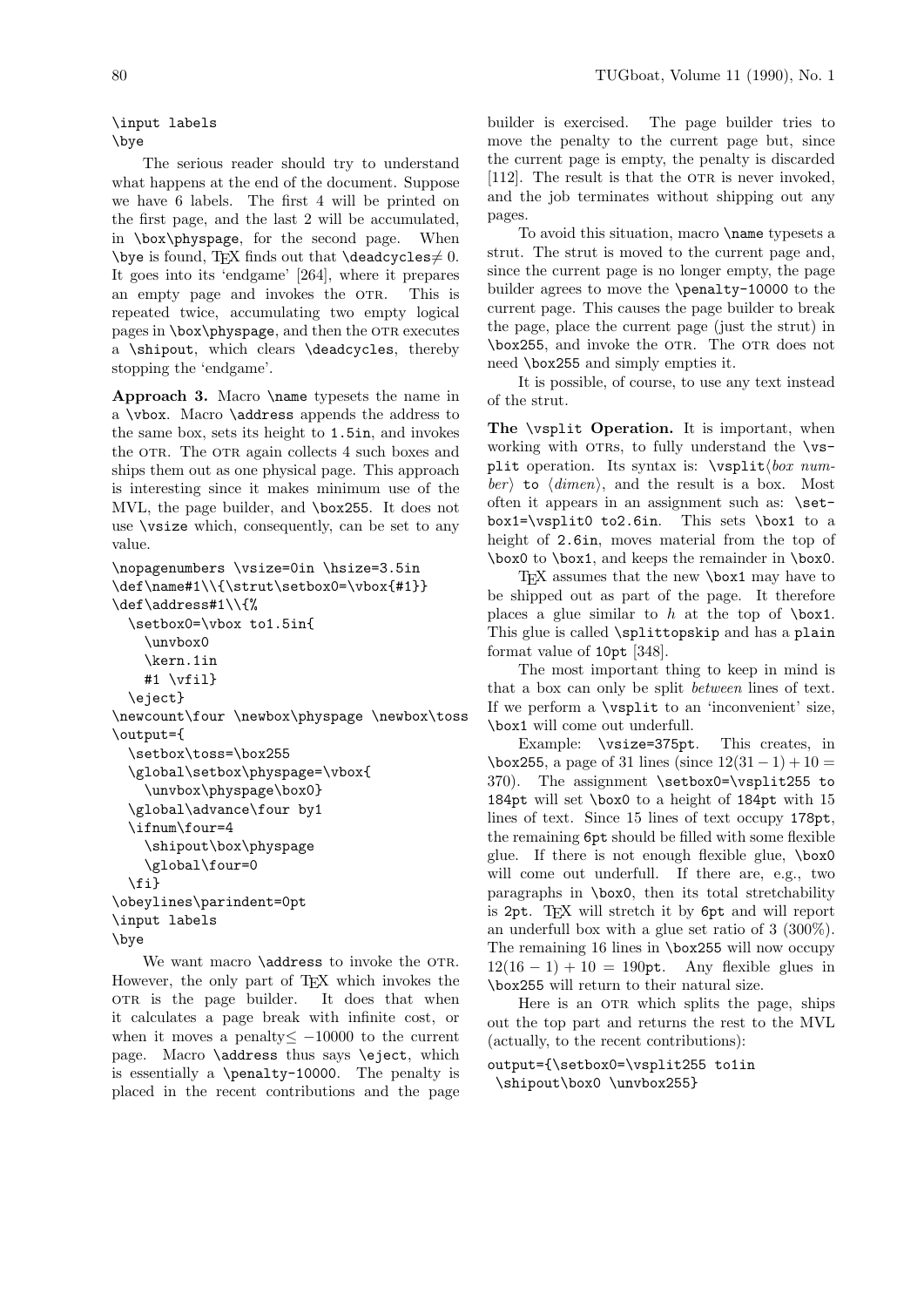```
\input labels
\bye
```

The serious reader should try to understand what happens at the end of the document. Suppose we have 6 labels. The first 4 will be printed on the first page, and the last 2 will be accumulated, in `\box\physpage`, for the second page. When `\bye` is found, TeX finds out that `\deadcycles`$\neq 0$. It goes into its 'endgame' [264], where it prepares an empty page and invokes the OTR. This is repeated twice, accumulating two empty logical pages in `\box\physpage`, and then the OTR executes a `\shipout`, which clears `\deadcycles`, thereby stopping the 'endgame'.

**Approach 3.** Macro `\name` typesets the name in a `\vbox`. Macro `\address` appends the address to the same box, sets its height to `1.5in`, and invokes the OTR. The OTR again collects 4 such boxes and ships them out as one physical page. This approach is interesting since it makes minimum use of the MVL, the page builder, and `\box255`. It does not use `\vsize` which, consequently, can be set to any value.

```
\nopagenumbers \vsize=0in \hsize=3.5in
\def\name#1\\{\strut\setbox0=\vbox{#1}}
\def\address#1\\{%
  \setbox0=\vbox to1.5in{
    \unvbox0
    \kern.1in
    #1 \vfil}
  \eject}
\newcount\four \newbox\physpage \newbox\toss
\output={
  \setbox\toss=\box255
  \global\setbox\physpage=\vbox{
    \unvbox\physpage\box0}
  \global\advance\four by1
  \ifnum\four=4
    \shipout\box\physpage
    \global\four=0
  \fi}
\obeylines\parindent=0pt
\input labels
\bye
```

We want macro `\address` to invoke the OTR. However, the only part of TeX which invokes the OTR is the page builder. It does that when it calculates a page break with infinite cost, or when it moves a penalty$\leq -10000$ to the current page. Macro `\address` thus says `\eject`, which is essentially a `\penalty-10000`. The penalty is placed in the recent contributions and the page builder is exercised. The page builder tries to move the penalty to the current page but, since the current page is empty, the penalty is discarded [112]. The result is that the OTR is never invoked, and the job terminates without shipping out any pages.

To avoid this situation, macro `\name` typesets a strut. The strut is moved to the current page and, since the current page is no longer empty, the page builder agrees to move the `\penalty-10000` to the current page. This causes the page builder to break the page, place the current page (just the strut) in `\box255`, and invoke the OTR. The OTR does not need `\box255` and simply empties it.

It is possible, of course, to use any text instead of the strut.

**The `\vsplit` Operation.** It is important, when working with OTRs, to fully understand the `\vsplit` operation. Its syntax is: `\vsplit`⟨*box number*⟩ `to` ⟨*dimen*⟩, and the result is a box. Most often it appears in an assignment such as: `\setbox1=\vsplit0 to2.6in`. This sets `\box1` to a height of `2.6in`, moves material from the top of `\box0` to `\box1`, and keeps the remainder in `\box0`.

TeX assumes that the new `\box1` may have to be shipped out as part of the page. It therefore places a glue similar to $h$ at the top of `\box1`. This glue is called `\splittopskip` and has a `plain` format value of `10pt` [348].

The most important thing to keep in mind is that a box can only be split *between* lines of text. If we perform a `\vsplit` to an 'inconvenient' size, `\box1` will come out underfull.

Example: `\vsize=375pt`. This creates, in `\box255`, a page of 31 lines (since $12(31-1)+10=370$). The assignment `\setbox0=\vsplit255 to 184pt` will set `\box0` to a height of `184pt` with 15 lines of text. Since 15 lines of text occupy `178pt`, the remaining `6pt` should be filled with some flexible glue. If there is not enough flexible glue, `\box0` will come out underfull. If there are, e.g., two paragraphs in `\box0`, then its total stretchability is `2pt`. TeX will stretch it by `6pt` and will report an underfull box with a glue set ratio of 3 (300%). The remaining 16 lines in `\box255` will now occupy $12(16-1)+10=190$`pt`. Any flexible glues in `\box255` will return to their natural size.

Here is an OTR which splits the page, ships out the top part and returns the rest to the MVL (actually, to the recent contributions):

```
output={\setbox0=\vsplit255 to1in
 \shipout\box0 \unvbox255}
```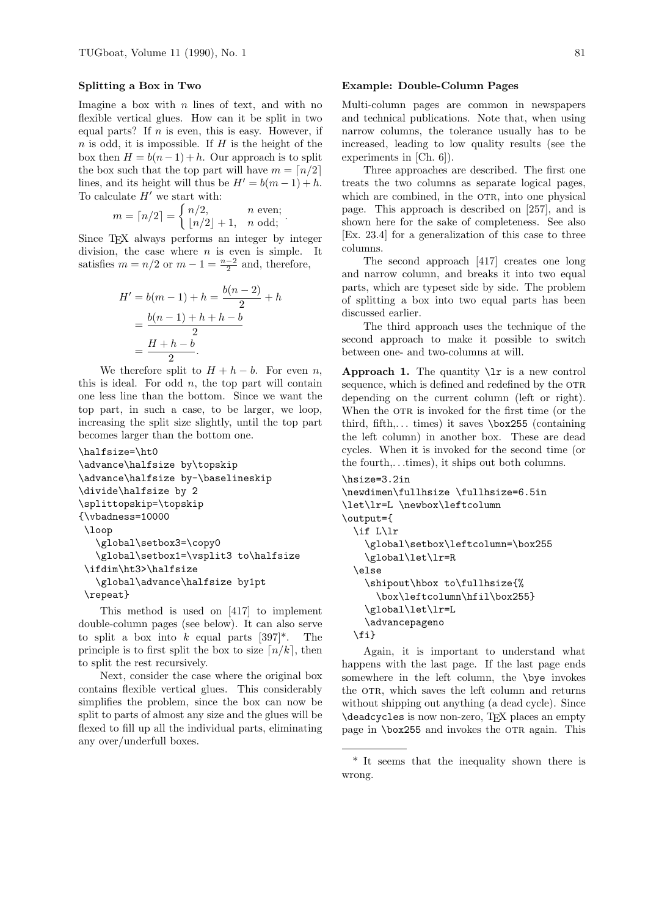### Splitting a Box in Two

Imagine a box with $n$ lines of text, and with no flexible vertical glues. How can it be split in two equal parts? If $n$ is even, this is easy. However, if $n$ is odd, it is impossible. If $H$ is the height of the box then $H = b(n-1)+h$. Our approach is to split the box such that the top part will have $m = \lceil n/2 \rceil$ lines, and its height will thus be $H' = b(m-1)+h$. To calculate $H'$ we start with:

$$m = \lceil n/2 \rceil = \begin{cases} n/2, & n \text{ even;} \\ \lfloor n/2 \rfloor + 1, & n \text{ odd;} \end{cases}.$$

Since TeX always performs an integer by integer division, the case where $n$ is even is simple. It satisfies $m = n/2$ or $m - 1 = \frac{n-2}{2}$ and, therefore,

$$\begin{aligned} H' &= b(m-1)+h = \frac{b(n-2)}{2} + h \\ &= \frac{b(n-1)+h+h-b}{2} \\ &= \frac{H+h-b}{2}. \end{aligned}$$

We therefore split to $H+h-b$. For even $n$, this is ideal. For odd $n$, the top part will contain one less line than the bottom. Since we want the top part, in such a case, to be larger, we loop, increasing the split size slightly, until the top part becomes larger than the bottom one.

```
\halfsize=\ht0
\advance\halfsize by\topskip
\advance\halfsize by-\baselineskip
\divide\halfsize by 2
\splittopskip=\topskip
{\vbadness=10000
 \loop
   \global\setbox3=\copy0
   \global\setbox1=\vsplit3 to\halfsize
 \ifdim\ht3>\halfsize
   \global\advance\halfsize by1pt
 \repeat}
```

This method is used on [417] to implement double-column pages (see below). It can also serve to split a box into $k$ equal parts [397]*. The principle is to first split the box to size $\lceil n/k \rceil$, then to split the rest recursively.

Next, consider the case where the original box contains flexible vertical glues. This considerably simplifies the problem, since the box can now be split to parts of almost any size and the glues will be flexed to fill up all the individual parts, eliminating any over/underfull boxes.

### Example: Double-Column Pages

Multi-column pages are common in newspapers and technical publications. Note that, when using narrow columns, the tolerance usually has to be increased, leading to low quality results (see the experiments in [Ch. 6]).

Three approaches are described. The first one treats the two columns as separate logical pages, which are combined, in the OTR, into one physical page. This approach is described on [257], and is shown here for the sake of completeness. See also [Ex. 23.4] for a generalization of this case to three columns.

The second approach [417] creates one long and narrow column, and breaks it into two equal parts, which are typeset side by side. The problem of splitting a box into two equal parts has been discussed earlier.

The third approach uses the technique of the second approach to make it possible to switch between one- and two-columns at will.

**Approach 1.** The quantity `\lr` is a new control sequence, which is defined and redefined by the OTR depending on the current column (left or right). When the OTR is invoked for the first time (or the third, fifth,... times) it saves `\box255` (containing the left column) in another box. These are dead cycles. When it is invoked for the second time (or the fourth,...times), it ships out both columns.

```
\hsize=3.2in
\newdimen\fullhsize \fullhsize=6.5in
\let\lr=L \newbox\leftcolumn
\output={
  \if L\lr
    \global\setbox\leftcolumn=\box255
    \global\let\lr=R
  \else
    \shipout\hbox to\fullhsize{%
      \box\leftcolumn\hfil\box255}
    \global\let\lr=L
    \advancepageno
  \fi}
```

Again, it is important to understand what happens with the last page. If the last page ends somewhere in the left column, the `\bye` invokes the OTR, which saves the left column and returns without shipping out anything (a dead cycle). Since `\deadcycles` is now non-zero, TeX places an empty page in `\box255` and invokes the OTR again. This

---

* It seems that the inequality shown there is wrong.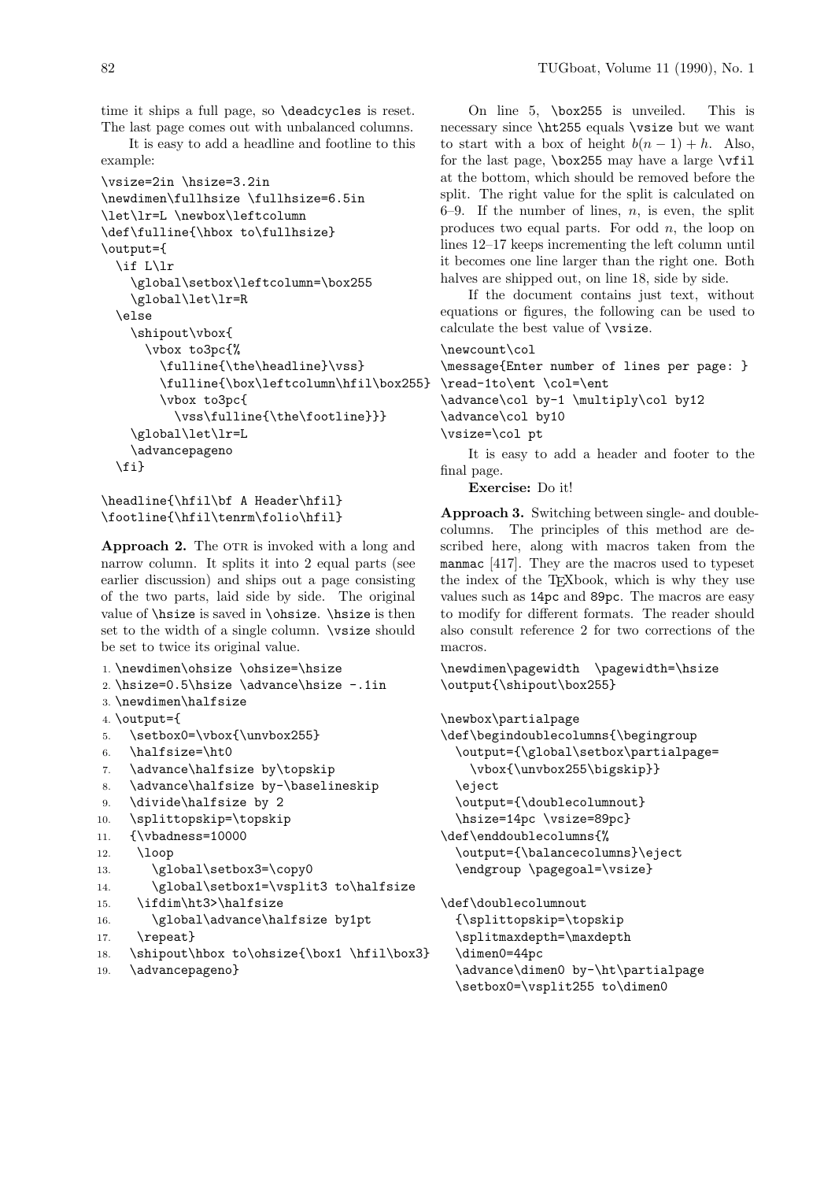time it ships a full page, so \deadcycles is reset. The last page comes out with unbalanced columns.

It is easy to add a headline and footline to this example:

```
\vsize=2in \hsize=3.2in
\newdimen\fullhsize \fullhsize=6.5in
\let\lr=L \newbox\leftcolumn
\def\fulline{\hbox to\fullhsize}
\output={
  \if L\lr
    \global\setbox\leftcolumn=\box255
    \global\let\lr=R
  \else
    \shipout\vbox{
      \vbox to3pc{%
        \fulline{\the\headline}\vss}
        \fulline{\box\leftcolumn\hfil\box255}
        \vbox to3pc{
          \vss\fulline{\the\footline}}}
    \global\let\lr=L
    \advancepageno
  \fi}

\headline{\hfil\bf A Header\hfil}
\footline{\hfil\tenrm\folio\hfil}
```

**Approach 2.** The OTR is invoked with a long and narrow column. It splits it into 2 equal parts (see earlier discussion) and ships out a page consisting of the two parts, laid side by side. The original value of \hsize is saved in \ohsize. \hsize is then set to the width of a single column. \vsize should be set to twice its original value.

```
1. \newdimen\ohsize \ohsize=\hsize
2. \hsize=0.5\hsize \advance\hsize -.1in
3. \newdimen\halfsize
4. \output={
5.   \setbox0=\vbox{\unvbox255}
6.   \halfsize=\ht0
7.   \advance\halfsize by\topskip
8.   \advance\halfsize by-\baselineskip
9.   \divide\halfsize by 2
10.  \splittopskip=\topskip
11.  {\vbadness=10000
12.   \loop
13.     \global\setbox3=\copy0
14.     \global\setbox1=\vsplit3 to\halfsize
15.   \ifdim\ht3>\halfsize
16.     \global\advance\halfsize by1pt
17.   \repeat}
18.  \shipout\hbox to\ohsize{\box1 \hfil\box3}
19.  \advancepageno}
```

On line 5, \box255 is unveiled. This is necessary since \ht255 equals \vsize but we want to start with a box of height $b(n-1)+h$. Also, for the last page, \box255 may have a large \vfil at the bottom, which should be removed before the split. The right value for the split is calculated on 6–9. If the number of lines, $n$, is even, the split produces two equal parts. For odd $n$, the loop on lines 12–17 keeps incrementing the left column until it becomes one line larger than the right one. Both halves are shipped out, on line 18, side by side.

If the document contains just text, without equations or figures, the following can be used to calculate the best value of \vsize.

```
\newcount\col
\message{Enter number of lines per page: }
\read-1to\ent \col=\ent
\advance\col by-1 \multiply\col by12
\advance\col by10
\vsize=\col pt
```

It is easy to add a header and footer to the final page.

**Exercise:** Do it!

**Approach 3.** Switching between single- and double-columns. The principles of this method are described here, along with macros taken from the manmac [417]. They are the macros used to typeset the index of the TeXbook, which is why they use values such as 14pc and 89pc. The macros are easy to modify for different formats. The reader should also consult reference 2 for two corrections of the macros.

```
\newdimen\pagewidth  \pagewidth=\hsize
\output{\shipout\box255}

\newbox\partialpage
\def\begindoublecolumns{\begingroup
  \output={\global\setbox\partialpage=
    \vbox{\unvbox255\bigskip}}
  \eject
  \output={\doublecolumnout}
  \hsize=14pc \vsize=89pc}
\def\enddoublecolumns{%
  \output={\balancecolumns}\eject
  \endgroup \pagegoal=\vsize}

\def\doublecolumnout
  {\splittopskip=\topskip
  \splitmaxdepth=\maxdepth
  \dimen0=44pc
  \advance\dimen0 by-\ht\partialpage
  \setbox0=\vsplit255 to\dimen0
```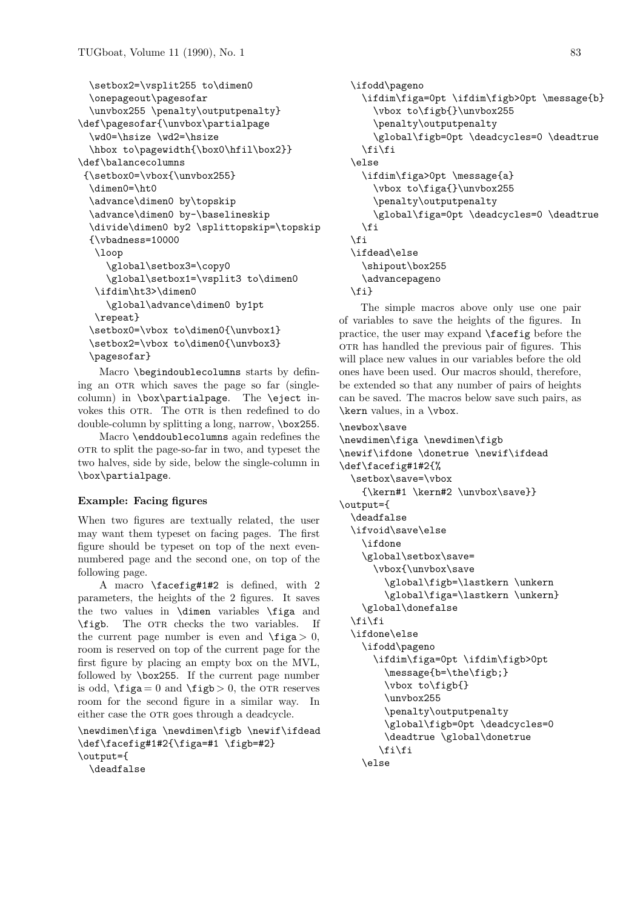```
  \setbox2=\vsplit255 to\dimen0
  \onepageout\pagesofar
  \unvbox255 \penalty\outputpenalty}
\def\pagesofar{\unvbox\partialpage
  \wd0=\hsize \wd2=\hsize
  \hbox to\pagewidth{\box0\hfil\box2}}
\def\balancecolumns
 {\setbox0=\vbox{\unvbox255}
  \dimen0=\ht0
  \advance\dimen0 by\topskip
  \advance\dimen0 by-\baselineskip
  \divide\dimen0 by2 \splittopskip=\topskip
  {\vbadness=10000
   \loop
     \global\setbox3=\copy0
     \global\setbox1=\vsplit3 to\dimen0
   \ifdim\ht3>\dimen0
     \global\advance\dimen0 by1pt
   \repeat}
  \setbox0=\vbox to\dimen0{\unvbox1}
  \setbox2=\vbox to\dimen0{\unvbox3}
  \pagesofar}
```

Macro `\begindoublecolumns` starts by defining an OTR which saves the page so far (single-column) in `\box\partialpage`. The `\eject` invokes this OTR. The OTR is then redefined to do double-column by splitting a long, narrow, `\box255`.

Macro `\enddoublecolumns` again redefines the OTR to split the page-so-far in two, and typeset the two halves, side by side, below the single-column in `\box\partialpage`.

### Example: Facing figures

When two figures are textually related, the user may want them typeset on facing pages. The first figure should be typeset on top of the next even-numbered page and the second one, on top of the following page.

A macro `\facefig#1#2` is defined, with 2 parameters, the heights of the 2 figures. It saves the two values in `\dimen` variables `\figa` and `\figb`. The OTR checks the two variables. If the current page number is even and `\figa` $> 0$, room is reserved on top of the current page for the first figure by placing an empty box on the MVL, followed by `\box255`. If the current page number is odd, `\figa` $= 0$ and `\figb` $> 0$, the OTR reserves room for the second figure in a similar way. In either case the OTR goes through a deadcycle.

```
\newdimen\figa \newdimen\figb \newif\ifdead
\def\facefig#1#2{\figa=#1 \figb=#2}
\output={
  \deadfalse
  \ifodd\pageno
    \ifdim\figa=0pt \ifdim\figb>0pt \message{b}
      \vbox to\figb{}\unvbox255
      \penalty\outputpenalty
      \global\figb=0pt \deadcycles=0 \deadtrue
    \fi\fi
  \else
    \ifdim\figa>0pt \message{a}
      \vbox to\figa{}\unvbox255
      \penalty\outputpenalty
      \global\figa=0pt \deadcycles=0 \deadtrue
    \fi
  \fi
  \ifdead\else
    \shipout\box255
    \advancepageno
  \fi}
```

The simple macros above only use one pair of variables to save the heights of the figures. In practice, the user may expand `\facefig` before the OTR has handled the previous pair of figures. This will place new values in our variables before the old ones have been used. Our macros should, therefore, be extended so that any number of pairs of heights can be saved. The macros below save such pairs, as `\kern` values, in a `\vbox`.

```
\newbox\save
\newdimen\figa \newdimen\figb
\newif\ifdone \donetrue \newif\ifdead
\def\facefig#1#2{%
  \setbox\save=\vbox
    {\kern#1 \kern#2 \unvbox\save}}
\output={
  \deadfalse
  \ifvoid\save\else
    \ifdone
    \global\setbox\save=
      \vbox{\unvbox\save
        \global\figb=\lastkern \unkern
        \global\figa=\lastkern \unkern}
    \global\donefalse
  \fi\fi
  \ifdone\else
    \ifodd\pageno
      \ifdim\figa=0pt \ifdim\figb>0pt
        \message{b=\the\figb;}
        \vbox to\figb{}
        \unvbox255
        \penalty\outputpenalty
        \global\figb=0pt \deadcycles=0
        \deadtrue \global\donetrue
      \fi\fi
    \else
```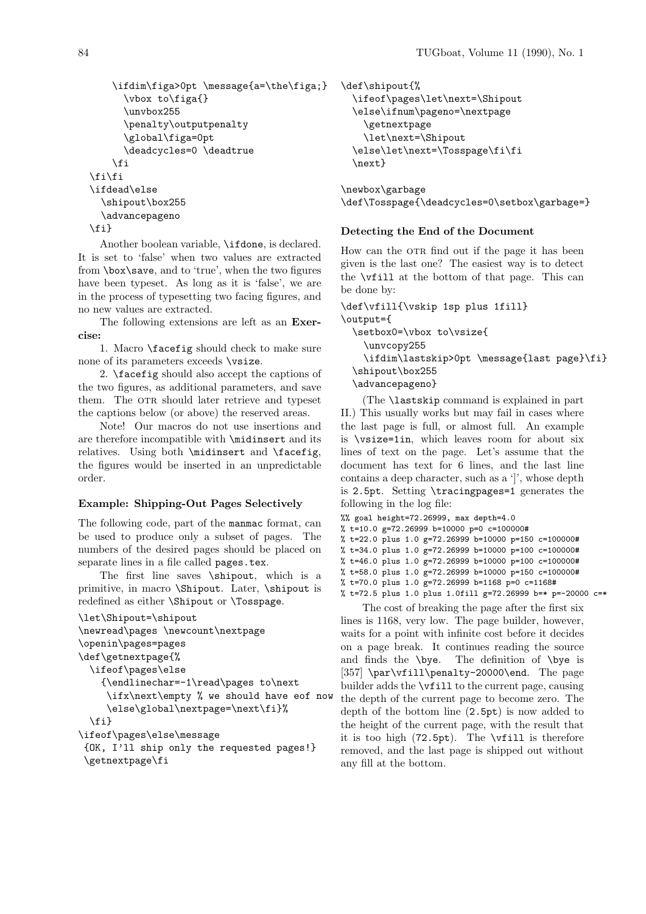```
      \ifdim\figa>0pt \message{a=\the\figa;}
        \vbox to\figa{}
        \unvbox255
        \penalty\outputpenalty
        \global\figa=0pt
        \deadcycles=0 \deadtrue
      \fi
  \fi\fi
  \ifdead\else
    \shipout\box255
    \advancepageno
  \fi}
```

Another boolean variable, `\ifdone`, is declared. It is set to 'false' when two values are extracted from `\box\save`, and to 'true', when the two figures have been typeset. As long as it is 'false', we are in the process of typesetting two facing figures, and no new values are extracted.

The following extensions are left as an **Exercise:**

1. Macro `\facefig` should check to make sure none of its parameters exceeds `\vsize`.

2. `\facefig` should also accept the captions of the two figures, as additional parameters, and save them. The OTR should later retrieve and typeset the captions below (or above) the reserved areas.

Note! Our macros do not use insertions and are therefore incompatible with `\midinsert` and its relatives. Using both `\midinsert` and `\facefig`, the figures would be inserted in an unpredictable order.

### Example: Shipping-Out Pages Selectively

The following code, part of the `manmac` format, can be used to produce only a subset of pages. The numbers of the desired pages should be placed on separate lines in a file called `pages.tex`.

The first line saves `\shipout`, which is a primitive, in macro `\Shipout`. Later, `\shipout` is redefined as either `\Shipout` or `\Tosspage`.

```
\let\Shipout=\shipout
\newread\pages \newcount\nextpage
\openin\pages=pages
\def\getnextpage{%
  \ifeof\pages\else
    {\endlinechar=-1\read\pages to\next
     \ifx\next\empty % we should have eof now
     \else\global\nextpage=\next\fi}%
  \fi}
\ifeof\pages\else\message
 {OK, I'll ship only the requested pages!}
 \getnextpage\fi
```

```
\def\shipout{%
  \ifeof\pages\let\next=\Shipout
  \else\ifnum\pageno=\nextpage
    \getnextpage
    \let\next=\Shipout
  \else\let\next=\Tosspage\fi\fi
  \next}

\newbox\garbage
\def\Tosspage{\deadcycles=0\setbox\garbage=}
```

### Detecting the End of the Document

How can the OTR find out if the page it has been given is the last one? The easiest way is to detect the `\vfill` at the bottom of that page. This can be done by:

```
\def\vfill{\vskip 1sp plus 1fill}
\output={
  \setbox0=\vbox to\vsize{
    \unvcopy255
    \ifdim\lastskip>0pt \message{last page}\fi}
  \shipout\box255
  \advancepageno}
```

(The `\lastskip` command is explained in part II.) This usually works but may fail in cases where the last page is full, or almost full. An example is `\vsize=1in`, which leaves room for about six lines of text on the page. Let's assume that the document has text for 6 lines, and the last line contains a deep character, such as a ']', whose depth is 2.5pt. Setting `\tracingpages=1` generates the following in the log file:

```
%% goal height=72.26999, max depth=4.0
% t=10.0 g=72.26999 b=10000 p=0 c=100000#
% t=22.0 plus 1.0 g=72.26999 b=10000 p=150 c=100000#
% t=34.0 plus 1.0 g=72.26999 b=10000 p=100 c=100000#
% t=46.0 plus 1.0 g=72.26999 b=10000 p=100 c=100000#
% t=58.0 plus 1.0 g=72.26999 b=10000 p=150 c=100000#
% t=70.0 plus 1.0 g=72.26999 b=1168 p=0 c=1168#
% t=72.5 plus 1.0 plus 1.0fill g=72.26999 b=* p=-20000 c=*
```

The cost of breaking the page after the first six lines is 1168, very low. The page builder, however, waits for a point with infinite cost before it decides on a page break. It continues reading the source and finds the `\bye`. The definition of `\bye` is [357] `\par\vfill\penalty-20000\end`. The page builder adds the `\vfill` to the current page, causing the depth of the current page to become zero. The depth of the bottom line (2.5pt) is now added to the height of the current page, with the result that it is too high (72.5pt). The `\vfill` is therefore removed, and the last page is shipped out without any fill at the bottom.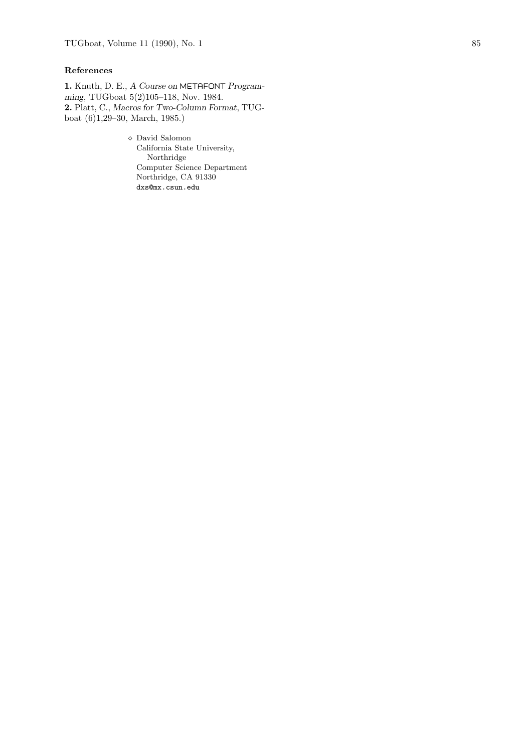### References

**1.** Knuth, D. E., *A Course on* METAFONT *Programming*, TUGboat 5(2)105–118, Nov. 1984.
**2.** Platt, C., *Macros for Two-Column Format*, TUGboat (6)1,29–30, March, 1985.)

⋄ David Salomon
California State University,
Northridge
Computer Science Department
Northridge, CA 91330
dxs@mx.csun.edu